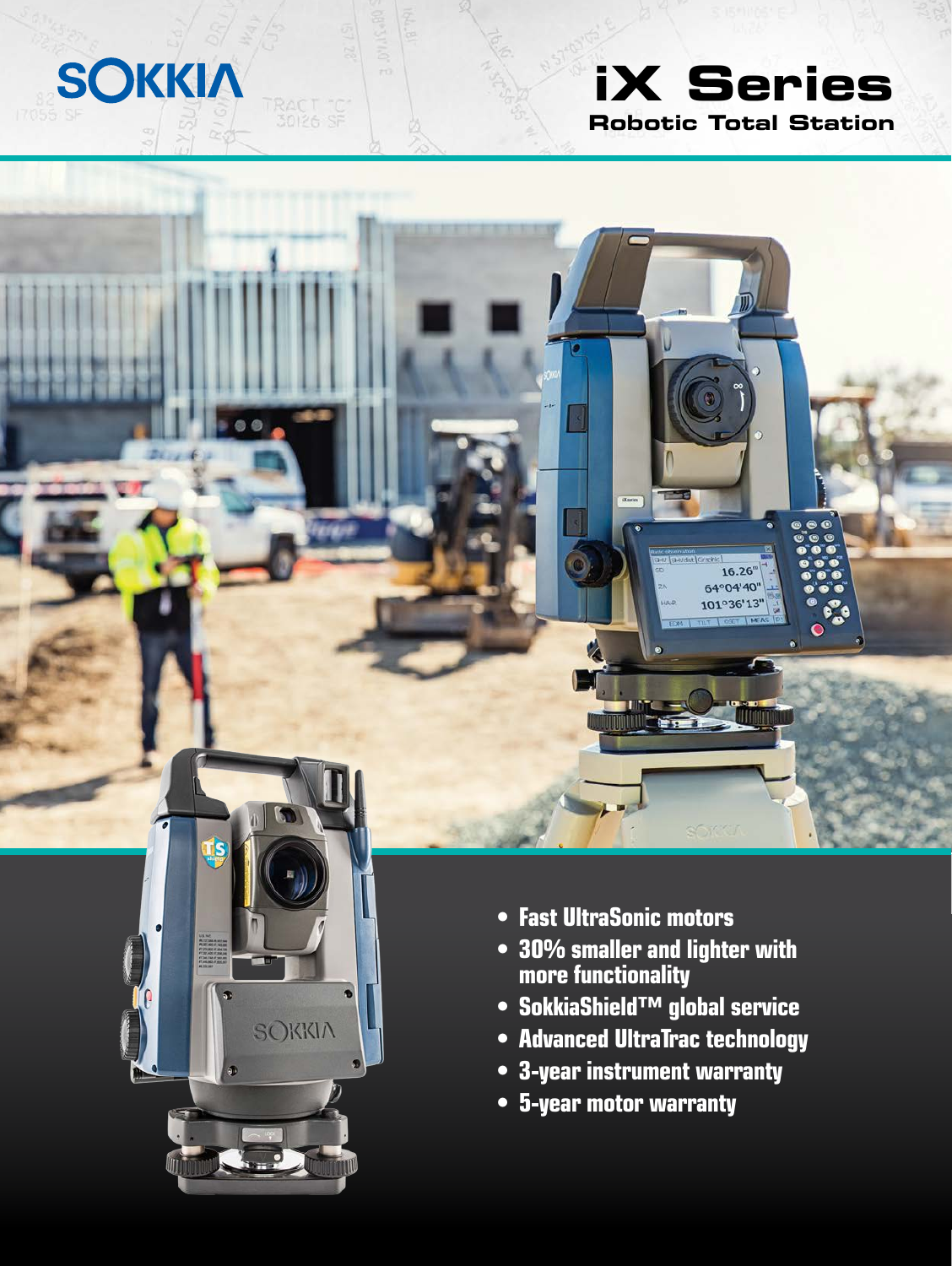SOKKIA

# iX Series

## Robotic Total Station

- Fast UltraSonic motors
- 30% smaller and lighter with more functionality
- SokkiaShield™ global service
- Advanced UltraTrac technology
- 3-year instrument warranty
- 5-year motor warranty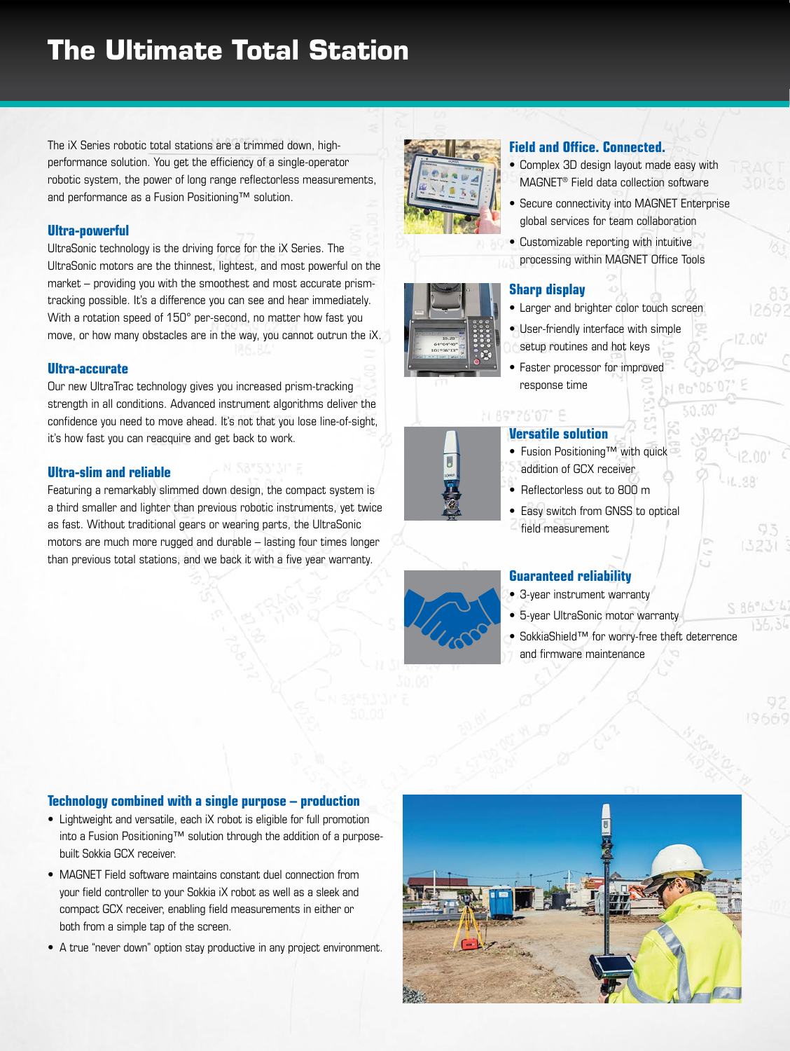# The Ultimate Total Station

The iX Series robotic total stations are a trimmed down, high-performance solution. You get the efficiency of a single-operator robotic system, the power of long range reflectorless measurements, and performance as a Fusion Positioning™ solution.

### Ultra-powerful

UltraSonic technology is the driving force for the iX Series. The UltraSonic motors are the thinnest, lightest, and most powerful on the market – providing you with the smoothest and most accurate prism-tracking possible. It's a difference you can see and hear immediately. With a rotation speed of 150° per-second, no matter how fast you move, or how many obstacles are in the way, you cannot outrun the iX.

### Ultra-accurate

Our new UltraTrac technology gives you increased prism-tracking strength in all conditions. Advanced instrument algorithms deliver the confidence you need to move ahead. It's not that you lose line-of-sight, it's how fast you can reacquire and get back to work.

### Ultra-slim and reliable

Featuring a remarkably slimmed down design, the compact system is a third smaller and lighter than previous robotic instruments, yet twice as fast. Without traditional gears or wearing parts, the UltraSonic motors are much more rugged and durable – lasting four times longer than previous total stations, and we back it with a five year warranty.

### Field and Office. Connected.

- Complex 3D design layout made easy with MAGNET® Field data collection software
- Secure connectivity into MAGNET Enterprise global services for team collaboration
- Customizable reporting with intuitive processing within MAGNET Office Tools

### Sharp display

- Larger and brighter color touch screen
- User-friendly interface with simple setup routines and hot keys
- Faster processor for improved response time

### Versatile solution

- Fusion Positioning™ with quick addition of GCX receiver
- Reflectorless out to 800 m
- Easy switch from GNSS to optical field measurement

### Guaranteed reliability

- 3-year instrument warranty
- 5-year UltraSonic motor warranty
- SokkiaShield™ for worry-free theft deterrence and firmware maintenance

### Technology combined with a single purpose – production

- Lightweight and versatile, each iX robot is eligible for full promotion into a Fusion Positioning™ solution through the addition of a purpose-built Sokkia GCX receiver.
- MAGNET Field software maintains constant duel connection from your field controller to your Sokkia iX robot as well as a sleek and compact GCX receiver, enabling field measurements in either or both from a simple tap of the screen.
- A true "never down" option stay productive in any project environment.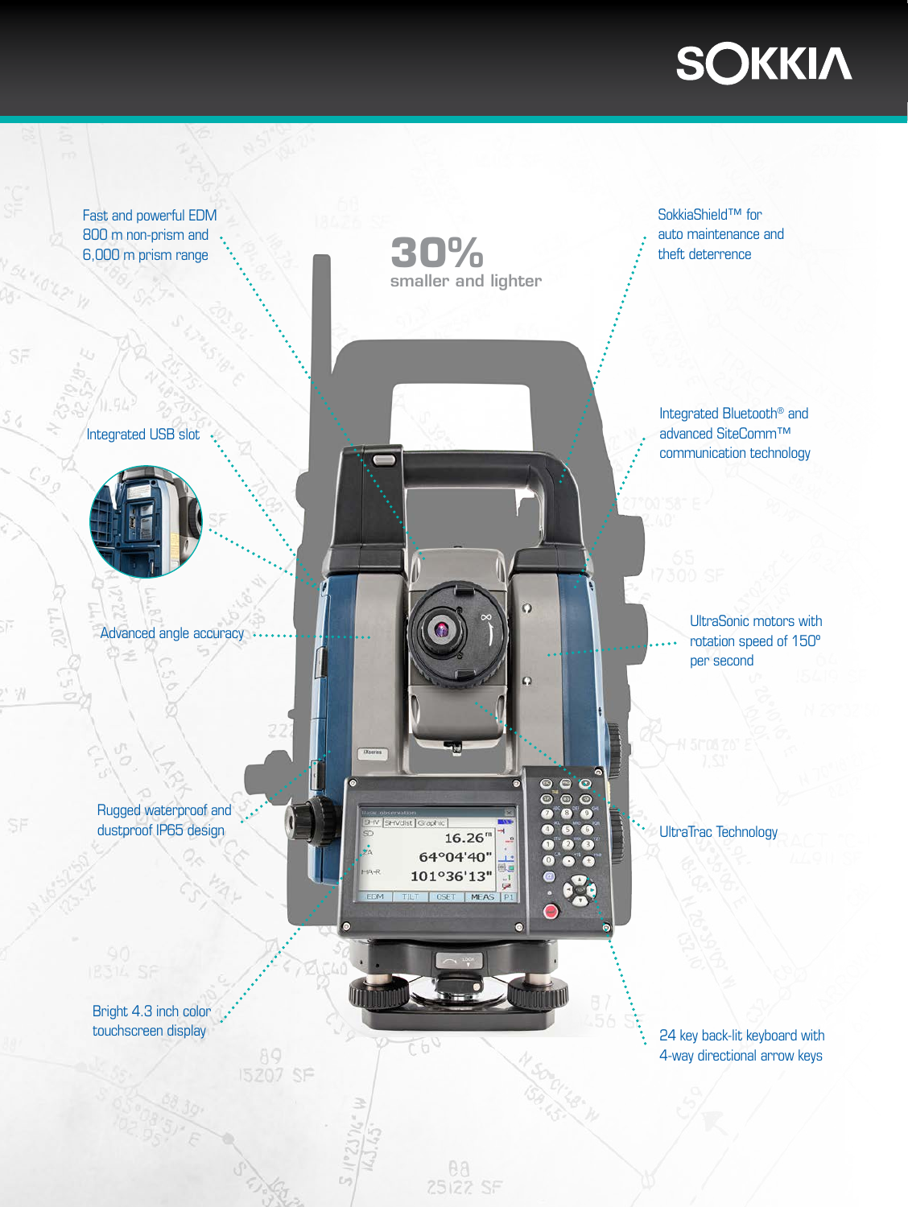SOKKIA

**30%**
smaller and lighter

- Fast and powerful EDM 800 m non-prism and 6,000 m prism range
- SokkiaShield™ for auto maintenance and theft deterrence
- Integrated USB slot
- Integrated Bluetooth® and advanced SiteComm™ communication technology
- Advanced angle accuracy
- UltraSonic motors with rotation speed of 150° per second
- Rugged waterproof and dustproof IP65 design
- UltraTrac Technology
- Bright 4.3 inch color touchscreen display
- 24 key back-lit keyboard with 4-way directional arrow keys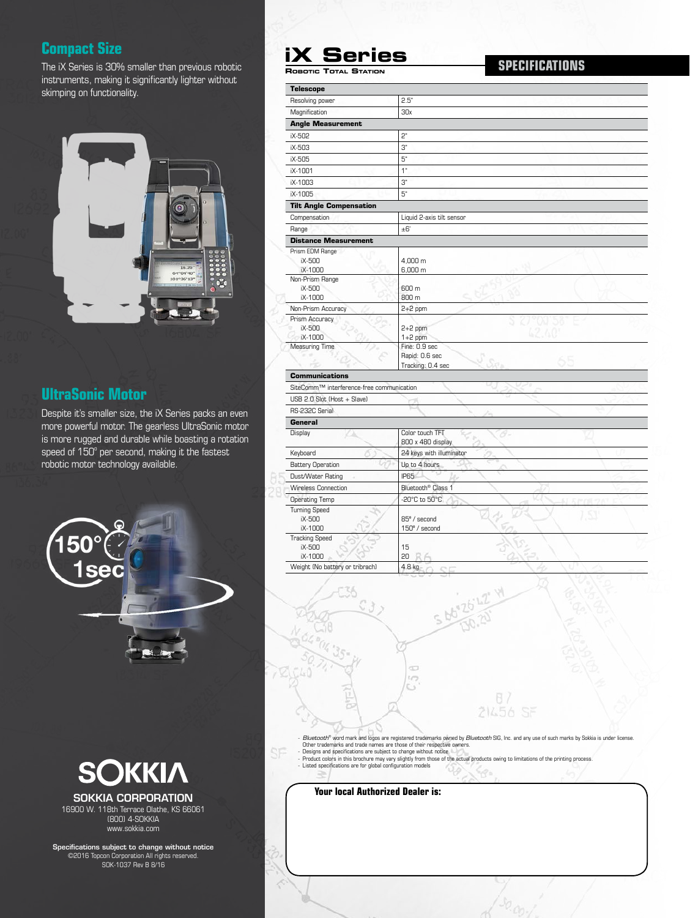## Compact Size

The iX Series is 30% smaller than previous robotic instruments, making it significantly lighter without skimping on functionality.

## UltraSonic Motor

Despite it's smaller size, the iX Series packs an even more powerful motor. The gearless UltraSonic motor is more rugged and durable while boasting a rotation speed of 150° per second, making it the fastest robotic motor technology available.

150° 1sec

**SOKKIA**

**SOKKIA CORPORATION**
16900 W. 118th Terrace Olathe, KS 66061
(800) 4-SOKKIA
www.sokkia.com

**Specifications subject to change without notice**
©2016 Topcon Corporation All rights reserved.
SOK-1037 Rev B 6/16

# iX Series

Robotic Total Station

## SPECIFICATIONS

| | |
|---|---|
| **Telescope** | |
| Resolving power | 2.5" |
| Magnification | 30x |
| **Angle Measurement** | |
| iX-502 | 2" |
| iX-503 | 3" |
| iX-505 | 5" |
| iX-1001 | 1" |
| iX-1003 | 3" |
| iX-1005 | 5" |
| **Tilt Angle Compensation** | |
| Compensation | Liquid 2-axis tilt sensor |
| Range | ±6' |
| **Distance Measurement** | |
| Prism EDM Range<br>iX-500<br>iX-1000 | <br>4,000 m<br>6,000 m |
| Non-Prism Range<br>iX-500<br>iX-1000 | <br>600 m<br>800 m |
| Non-Prism Accuracy | 2+2 ppm |
| Prism Accuracy<br>iX-500<br>iX-1000 | <br>2+2 ppm<br>1+2 ppm |
| Measuring Time | Fine: 0.9 sec<br>Rapid: 0.6 sec<br>Tracking: 0.4 sec |
| **Communications** | |
| SiteComm™ interference-free communication | |
| USB 2.0 Slot (Host + Slave) | |
| RS-232C Serial | |
| **General** | |
| Display | Color touch TFT<br>800 x 480 display |
| Keyboard | 24 keys with illuminator |
| Battery Operation | Up to 4 hours |
| Dust/Water Rating | IP65 |
| Wireless Connection | Bluetooth® Class 1 |
| Operating Temp | -20°C to 50°C |
| Turning Speed<br>iX-500<br>iX-1000 | <br>85° / second<br>150° / second |
| Tracking Speed<br>iX-500<br>iX-1000 | <br>15<br>20 |
| Weight (No battery or tribrach) | 4.8 kg |

- *Bluetooth*® word mark and logos are registered trademarks owned by *Bluetooth* SIG, Inc. and any use of such marks by Sokkia is under license. Other trademarks and trade names are those of their respective owners.
- Designs and specifications are subject to change without notice.
- Product colors in this brochure may vary slightly from those of the actual products owing to limitations of the printing process.
- Listed specifications are for global configuration models

**Your local Authorized Dealer is:**